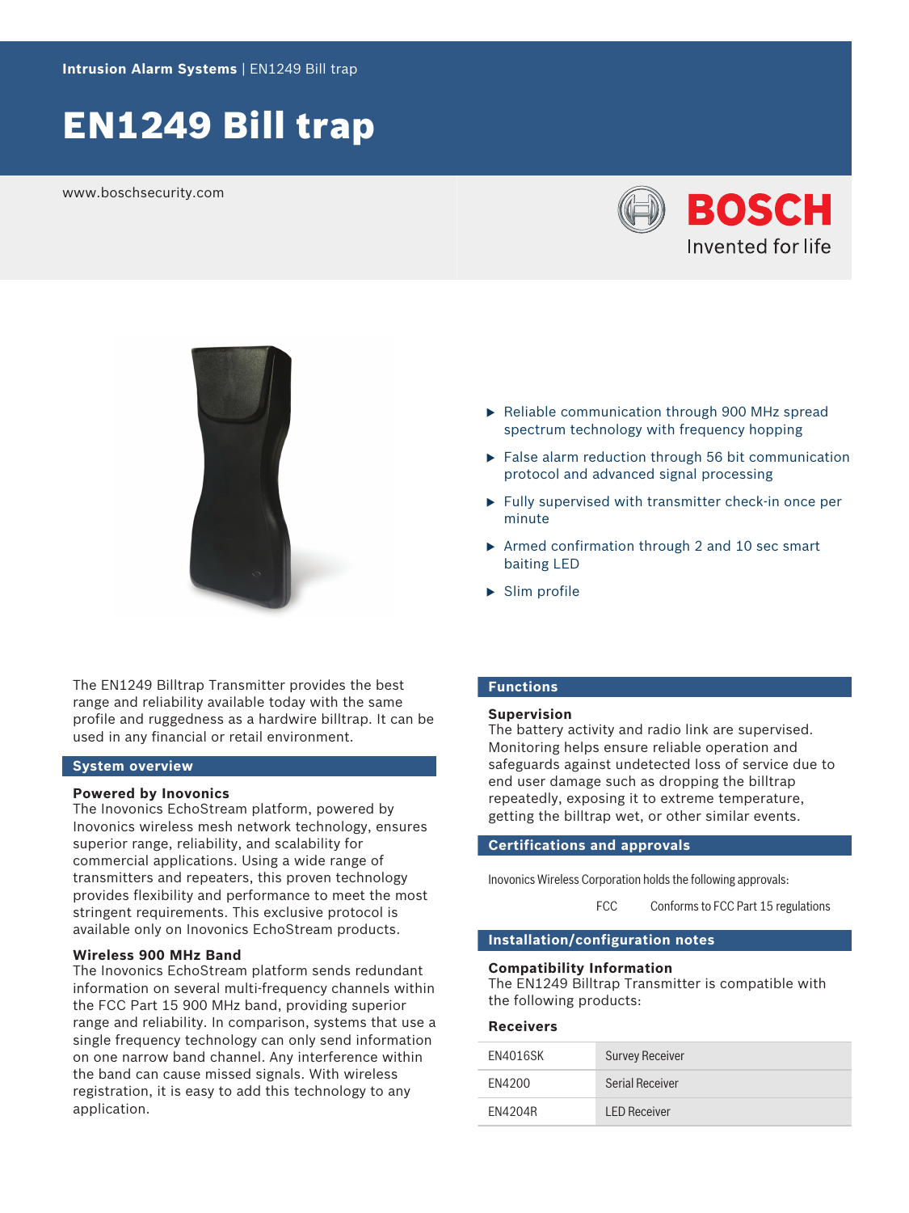Intrusion Alarm Systems | EN1249 Bill trap

# EN1249 Bill trap

www.boschsecurity.com

BOSCH
Invented for life

- Reliable communication through 900 MHz spread spectrum technology with frequency hopping
- False alarm reduction through 56 bit communication protocol and advanced signal processing
- Fully supervised with transmitter check-in once per minute
- Armed confirmation through 2 and 10 sec smart baiting LED
- Slim profile

The EN1249 Billtrap Transmitter provides the best range and reliability available today with the same profile and ruggedness as a hardwire billtrap. It can be used in any financial or retail environment.

## System overview

### Powered by Inovonics

The Inovonics EchoStream platform, powered by Inovonics wireless mesh network technology, ensures superior range, reliability, and scalability for commercial applications. Using a wide range of transmitters and repeaters, this proven technology provides flexibility and performance to meet the most stringent requirements. This exclusive protocol is available only on Inovonics EchoStream products.

### Wireless 900 MHz Band

The Inovonics EchoStream platform sends redundant information on several multi-frequency channels within the FCC Part 15 900 MHz band, providing superior range and reliability. In comparison, systems that use a single frequency technology can only send information on one narrow band channel. Any interference within the band can cause missed signals. With wireless registration, it is easy to add this technology to any application.

## Functions

### Supervision

The battery activity and radio link are supervised. Monitoring helps ensure reliable operation and safeguards against undetected loss of service due to end user damage such as dropping the billtrap repeatedly, exposing it to extreme temperature, getting the billtrap wet, or other similar events.

## Certifications and approvals

Inovonics Wireless Corporation holds the following approvals:

| | |
|---|---|
| FCC | Conforms to FCC Part 15 regulations |

## Installation/configuration notes

### Compatibility Information

The EN1249 Billtrap Transmitter is compatible with the following products:

### Receivers

| | |
|---|---|
| EN4016SK | Survey Receiver |
| EN4200 | Serial Receiver |
| EN4204R | LED Receiver |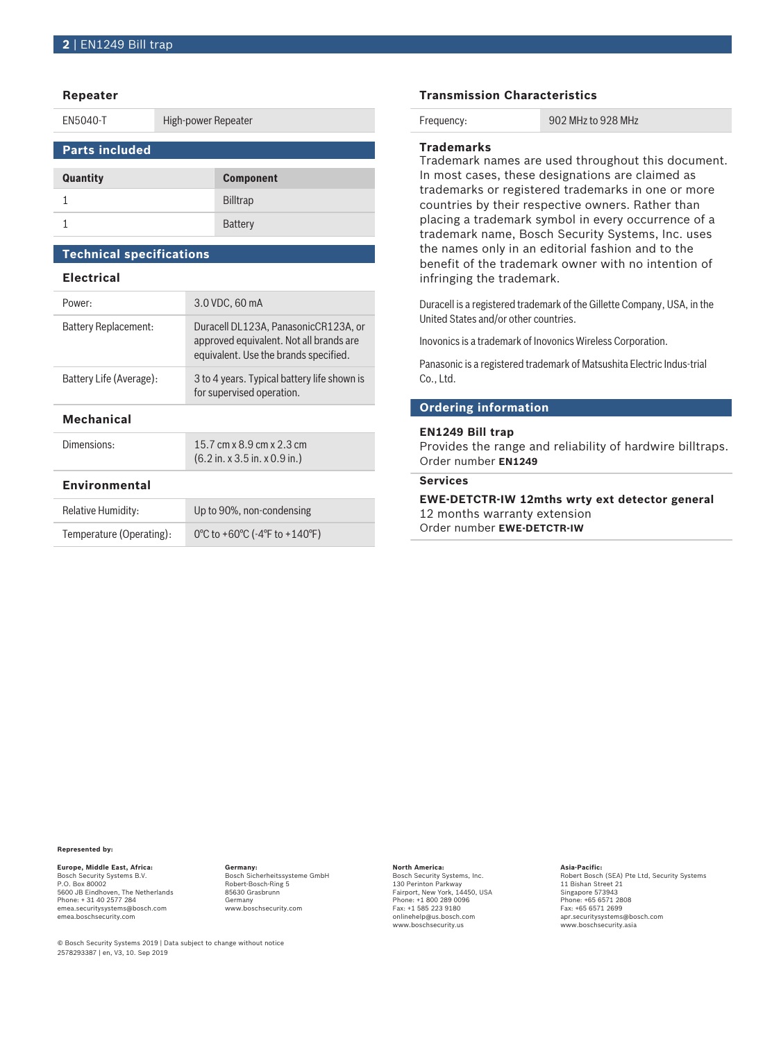### Repeater

| | |
|---|---|
| EN5040-T | High-power Repeater |

## Parts included

| Quantity | Component |
|---|---|
| 1 | Billtrap |
| 1 | Battery |

## Technical specifications

### Electrical

| | |
|---|---|
| Power: | 3.0 VDC, 60 mA |
| Battery Replacement: | Duracell DL123A, PanasonicCR123A, or approved equivalent. Not all brands are equivalent. Use the brands specified. |
| Battery Life (Average): | 3 to 4 years. Typical battery life shown is for supervised operation. |

### Mechanical

| | |
|---|---|
| Dimensions: | 15.7 cm x 8.9 cm x 2.3 cm (6.2 in. x 3.5 in. x 0.9 in.) |

### Environmental

| | |
|---|---|
| Relative Humidity: | Up to 90%, non-condensing |
| Temperature (Operating): | 0°C to +60°C (-4°F to +140°F) |

### Transmission Characteristics

| | |
|---|---|
| Frequency: | 902 MHz to 928 MHz |

### Trademarks

Trademark names are used throughout this document. In most cases, these designations are claimed as trademarks or registered trademarks in one or more countries by their respective owners. Rather than placing a trademark symbol in every occurrence of a trademark name, Bosch Security Systems, Inc. uses the names only in an editorial fashion and to the benefit of the trademark owner with no intention of infringing the trademark.

Duracell is a registered trademark of the Gillette Company, USA, in the United States and/or other countries.

Inovonics is a trademark of Inovonics Wireless Corporation.

Panasonic is a registered trademark of Matsushita Electric Indus-trial Co., Ltd.

## Ordering information

**EN1249 Bill trap**
Provides the range and reliability of hardwire billtraps.
Order number **EN1249**

**Services**

**EWE-DETCTR-IW 12mths wrty ext detector general**
12 months warranty extension
Order number **EWE-DETCTR-IW**

**Represented by:**

**Europe, Middle East, Africa:**
Bosch Security Systems B.V.
P.O. Box 80002
5600 JB Eindhoven, The Netherlands
Phone: + 31 40 2577 284
emea.securitysystems@bosch.com
emea.boschsecurity.com

**Germany:**
Bosch Sicherheitssysteme GmbH
Robert-Bosch-Ring 5
85630 Grasbrunn
Germany
www.boschsecurity.com

**North America:**
Bosch Security Systems, Inc.
130 Perinton Parkway
Fairport, New York, 14450, USA
Phone: +1 800 289 0096
Fax: +1 585 223 9180
onlinehelp@us.bosch.com
www.boschsecurity.us

**Asia-Pacific:**
Robert Bosch (SEA) Pte Ltd, Security Systems
11 Bishan Street 21
Singapore 573943
Phone: +65 6571 2808
Fax: +65 6571 2699
apr.securitysystems@bosch.com
www.boschsecurity.asia

© Bosch Security Systems 2019 | Data subject to change without notice
2578293387 | en, V3, 10. Sep 2019